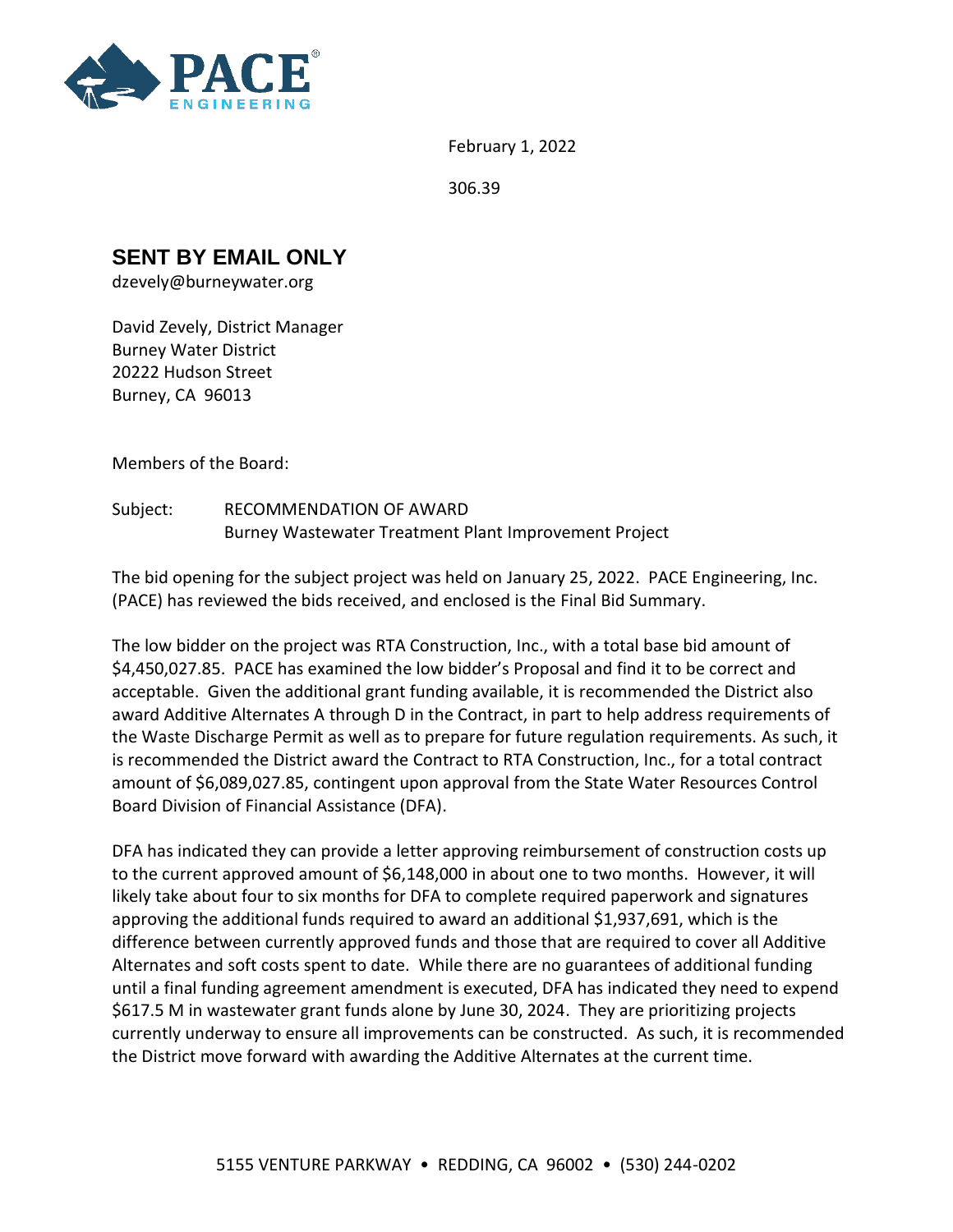February 1, 2022

306.39

**SENT BY EMAIL ONLY**

dzevely@burneywater.org

David Zevely, District Manager
Burney Water District
20222 Hudson Street
Burney, CA 96013

Members of the Board:

Subject: RECOMMENDATION OF AWARD
Burney Wastewater Treatment Plant Improvement Project

The bid opening for the subject project was held on January 25, 2022. PACE Engineering, Inc. (PACE) has reviewed the bids received, and enclosed is the Final Bid Summary.

The low bidder on the project was RTA Construction, Inc., with a total base bid amount of $4,450,027.85. PACE has examined the low bidder's Proposal and find it to be correct and acceptable. Given the additional grant funding available, it is recommended the District also award Additive Alternates A through D in the Contract, in part to help address requirements of the Waste Discharge Permit as well as to prepare for future regulation requirements. As such, it is recommended the District award the Contract to RTA Construction, Inc., for a total contract amount of $6,089,027.85, contingent upon approval from the State Water Resources Control Board Division of Financial Assistance (DFA).

DFA has indicated they can provide a letter approving reimbursement of construction costs up to the current approved amount of $6,148,000 in about one to two months. However, it will likely take about four to six months for DFA to complete required paperwork and signatures approving the additional funds required to award an additional $1,937,691, which is the difference between currently approved funds and those that are required to cover all Additive Alternates and soft costs spent to date. While there are no guarantees of additional funding until a final funding agreement amendment is executed, DFA has indicated they need to expend $617.5 M in wastewater grant funds alone by June 30, 2024. They are prioritizing projects currently underway to ensure all improvements can be constructed. As such, it is recommended the District move forward with awarding the Additive Alternates at the current time.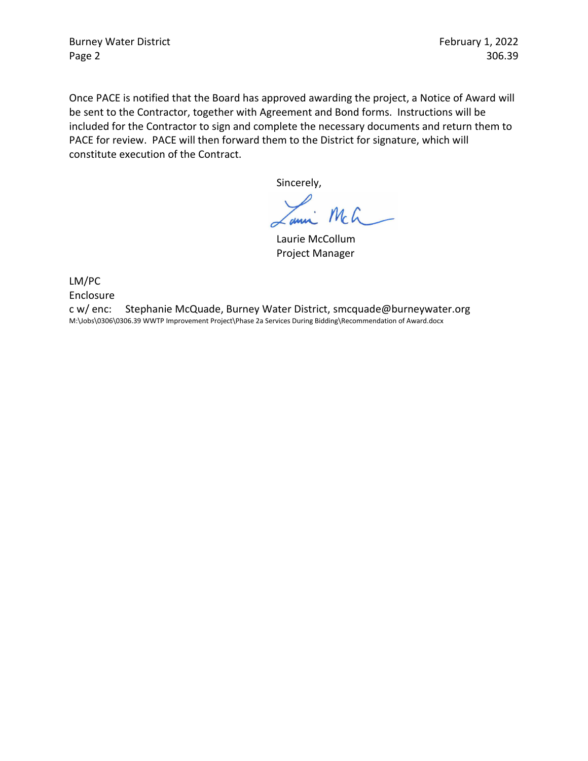Once PACE is notified that the Board has approved awarding the project, a Notice of Award will be sent to the Contractor, together with Agreement and Bond forms. Instructions will be included for the Contractor to sign and complete the necessary documents and return them to PACE for review. PACE will then forward them to the District for signature, which will constitute execution of the Contract.

Sincerely,

Laurie McCollum
Project Manager

LM/PC
Enclosure
c w/ enc: Stephanie McQuade, Burney Water District, smcquade@burneywater.org
M:\Jobs\0306\0306.39 WWTP Improvement Project\Phase 2a Services During Bidding\Recommendation of Award.docx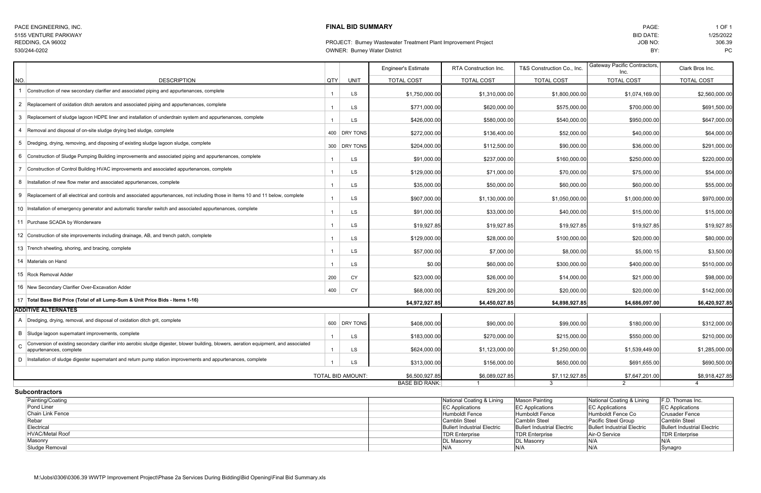PACE ENGINEERING, INC.
5155 VENTURE PARKWAY
REDDING, CA 96002
530/244-0202

# FINAL BID SUMMARY

PROJECT: Burney Wastewater Treatment Plant Improvement Project
OWNER: Burney Water District

PAGE: 1 OF 1
BID DATE: 1/25/2022
JOB NO: 306.39
BY: PC

| | | | | Engineer's Estimate | RTA Construction Inc. | T&S Construction Co., Inc. | Gateway Pacific Contractors, Inc. | Clark Bros Inc. |
|---|---|---|---|---|---|---|---|---|
| NO. | DESCRIPTION | QTY | UNIT | TOTAL COST | TOTAL COST | TOTAL COST | TOTAL COST | TOTAL COST |
| 1 | Construction of new secondary clarifier and associated piping and appurtenances, complete | 1 | LS | $1,750,000.00 | $1,310,000.00 | $1,800,000.00 | $1,074,169.00 | $2,560,000.00 |
| 2 | Replacement of oxidation ditch aerators and associated piping and appurtenances, complete | 1 | LS | $771,000.00 | $620,000.00 | $575,000.00 | $700,000.00 | $691,500.00 |
| 3 | Replacement of sludge lagoon HDPE liner and installation of underdrain system and appurtenances, complete | 1 | LS | $426,000.00 | $580,000.00 | $540,000.00 | $950,000.00 | $647,000.00 |
| 4 | Removal and disposal of on-site sludge drying bed sludge, complete | 400 | DRY TONS | $272,000.00 | $136,400.00 | $52,000.00 | $40,000.00 | $64,000.00 |
| 5 | Dredging, drying, removing, and disposing of existing sludge lagoon sludge, complete | 300 | DRY TONS | $204,000.00 | $112,500.00 | $90,000.00 | $36,000.00 | $291,000.00 |
| 6 | Construction of Sludge Pumping Building improvements and associated piping and appurtenances, complete | 1 | LS | $91,000.00 | $237,000.00 | $160,000.00 | $250,000.00 | $220,000.00 |
| 7 | Construction of Control Building HVAC improvements and associated appurtenances, complete | 1 | LS | $129,000.00 | $71,000.00 | $70,000.00 | $75,000.00 | $54,000.00 |
| 8 | Installation of new flow meter and associated appurtenances, complete | 1 | LS | $35,000.00 | $50,000.00 | $60,000.00 | $60,000.00 | $55,000.00 |
| 9 | Replacement of all electrical and controls and associated appurtenances, not including those in Items 10 and 11 below, complete | 1 | LS | $907,000.00 | $1,130,000.00 | $1,050,000.00 | $1,000,000.00 | $970,000.00 |
| 10 | Installation of emergency generator and automatic transfer switch and associated appurtenances, complete | 1 | LS | $91,000.00 | $33,000.00 | $40,000.00 | $15,000.00 | $15,000.00 |
| 11 | Purchase SCADA by Wonderware | 1 | LS | $19,927.85 | $19,927.85 | $19,927.85 | $19,927.85 | $19,927.85 |
| 12 | Construction of site improvements including drainage, AB, and trench patch, complete | 1 | LS | $129,000.00 | $28,000.00 | $100,000.00 | $20,000.00 | $80,000.00 |
| 13 | Trench sheeting, shoring, and bracing, complete | 1 | LS | $57,000.00 | $7,000.00 | $8,000.00 | $5,000.15 | $3,500.00 |
| 14 | Materials on Hand | 1 | LS | $0.00 | $60,000.00 | $300,000.00 | $400,000.00 | $510,000.00 |
| 15 | Rock Removal Adder | 200 | CY | $23,000.00 | $26,000.00 | $14,000.00 | $21,000.00 | $98,000.00 |
| 16 | New Secondary Clarifier Over-Excavation Adder | 400 | CY | $68,000.00 | $29,200.00 | $20,000.00 | $20,000.00 | $142,000.00 |
| 17 | **Total Base Bid Price (Total of all Lump-Sum & Unit Price Bids - Items 1-16)** | | | **$4,972,927.85** | **$4,450,027.85** | **$4,898,927.85** | **$4,686,097.00** | **$6,420,927.85** |
| **ADDITIVE ALTERNATES** | | | | | | | | |
| A | Dredging, drying, removal, and disposal of oxidation ditch grit, complete | 600 | DRY TONS | $408,000.00 | $90,000.00 | $99,000.00 | $180,000.00 | $312,000.00 |
| B | Sludge lagoon supernatant improvements, complete | 1 | LS | $183,000.00 | $270,000.00 | $215,000.00 | $550,000.00 | $210,000.00 |
| C | Conversion of existing secondary clarifier into aerobic sludge digester, blower building, blowers, aeration equipment, and associated appurtenances, complete | 1 | LS | $624,000.00 | $1,123,000.00 | $1,250,000.00 | $1,539,449.00 | $1,285,000.00 |
| D | Installation of sludge digester supernatant and return pump station improvements and appurtenances, complete | 1 | LS | $313,000.00 | $156,000.00 | $650,000.00 | $691,655.00 | $690,500.00 |
| | TOTAL BID AMOUNT: | | | $6,500,927.85 | $6,089,027.85 | $7,112,927.85 | $7,647,201.00 | $8,918,427.85 |
| | | | | BASE BID RANK: | 1 | 3 | 2 | 4 |

## Subcontractors

| | RTA Construction Inc. | T&S Construction Co., Inc. | Gateway Pacific Contractors, Inc. | Clark Bros Inc. |
|---|---|---|---|---|
| Painting/Coating | National Coating & Lining | Mason Painting | National Coating & Lining | F.D. Thomas Inc. |
| Pond Liner | EC Applications | EC Applications | EC Applications | EC Applications |
| Chain Link Fence | Humboldt Fence | Humboldt Fence | Humboldt Fence Co | Crusader Fence |
| Rebar | Camblin Steel | Camblin Steel | Pacific Steel Group | Camblin Steel |
| Electrical | Bullert Industrial Electric | Bullert Industrial Electric | Bullert Industrial Electric | Bullert Industrial Electric |
| HVAC/Metal Roof | TDR Enterprise | TDR Enterprise | Air-O Service | TDR Enterprise |
| Masonry | DL Masonry | DL Masonry | N/A | N/A |
| Sludge Removal | N/A | N/A | N/A | Synagro |

M:\Jobs\0306\0306.39 WWTP Improvement Project\Phase 2a Services During Bidding\Bid Opening\Final Bid Summary.xls